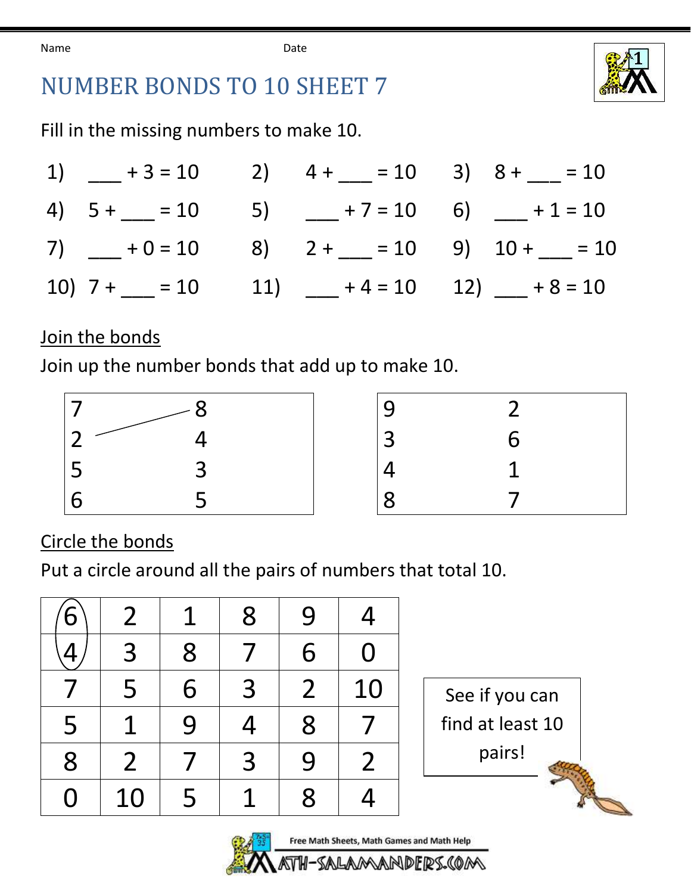Name Date

# NUMBER BONDS TO 10 SHEET 7

Fill in the missing numbers to make 10.

1) ___ + 3 = 10
2) 4 + ___ = 10
3) 8 + ___ = 10
4) 5 + ___ = 10
5) ___ + 7 = 10
6) ___ + 1 = 10
7) ___ + 0 = 10
8) 2 + ___ = 10
9) 10 + ___ = 10
10) 7 + ___ = 10
11) ___ + 4 = 10
12) ___ + 8 = 10

## Join the bonds

Join up the number bonds that add up to make 10.

| | |
|---|---|
| 7 | 8 |
| 2 | 4 |
| 5 | 3 |
| 6 | 5 |

| | |
|---|---|
| 9 | 2 |
| 3 | 6 |
| 4 | 1 |
| 8 | 7 |

## Circle the bonds

Put a circle around all the pairs of numbers that total 10.

| | | | | | |
|---|---|---|---|---|---|
| 6 | 2 | 1 | 8 | 9 | 4 |
| 4 | 3 | 8 | 7 | 6 | 0 |
| 7 | 5 | 6 | 3 | 2 | 10 |
| 5 | 1 | 9 | 4 | 8 | 7 |
| 8 | 2 | 7 | 3 | 9 | 2 |
| 0 | 10 | 5 | 1 | 8 | 4 |

See if you can find at least 10 pairs!

Free Math Sheets, Math Games and Math Help
MATH-SALAMANDERS.COM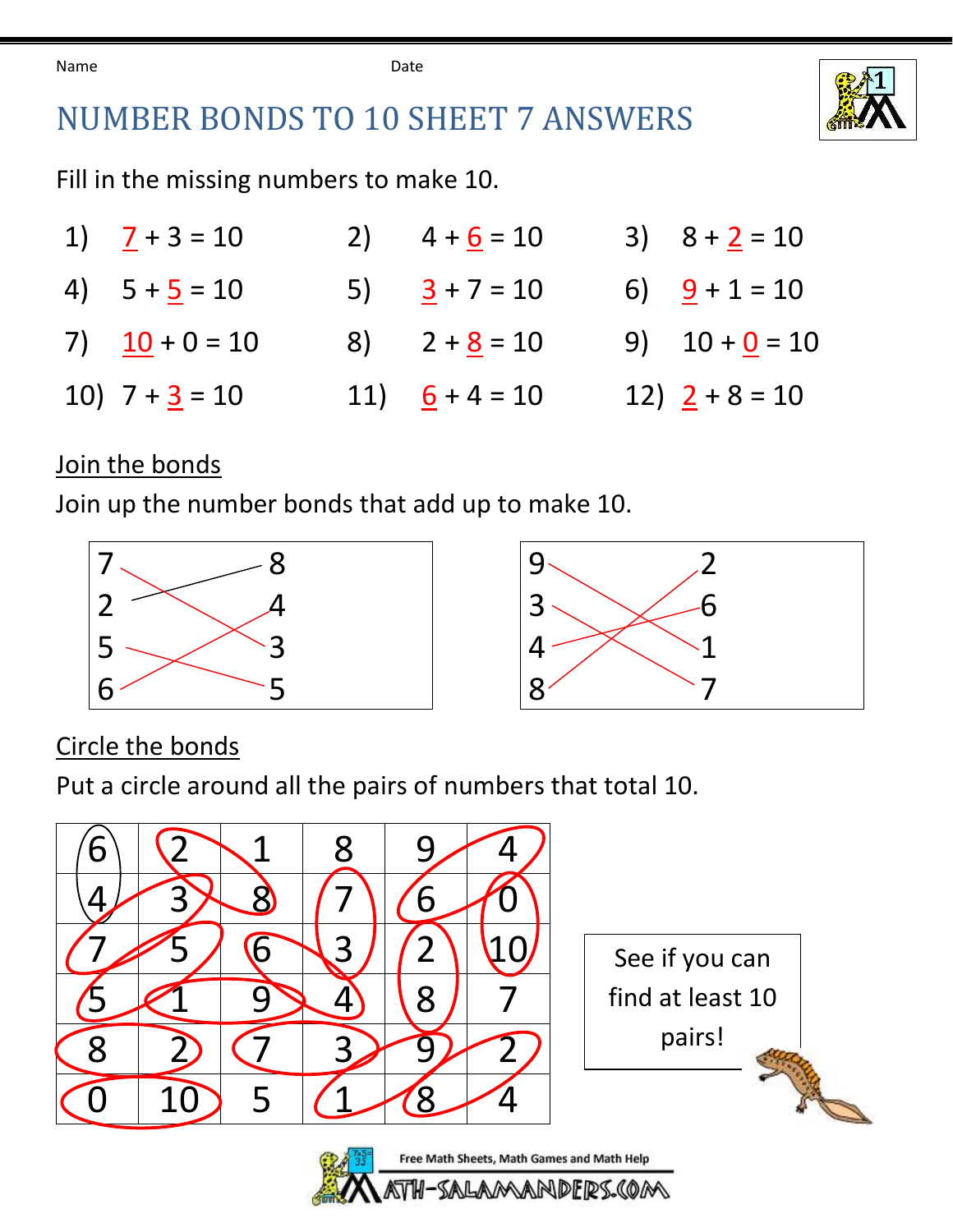Name Date

# NUMBER BONDS TO 10 SHEET 7 ANSWERS

Fill in the missing numbers to make 10.

| | | |
|---|---|---|
| 1) 7 + 3 = 10 | 2) 4 + 6 = 10 | 3) 8 + 2 = 10 |
| 4) 5 + 5 = 10 | 5) 3 + 7 = 10 | 6) 9 + 1 = 10 |
| 7) 10 + 0 = 10 | 8) 2 + 8 = 10 | 9) 10 + 0 = 10 |
| 10) 7 + 3 = 10 | 11) 6 + 4 = 10 | 12) 2 + 8 = 10 |

## Join the bonds

Join up the number bonds that add up to make 10.

| | |
|---|---|
| 7 | 8 |
| 2 | 4 |
| 5 | 3 |
| 6 | 5 |

| | |
|---|---|
| 9 | 2 |
| 3 | 6 |
| 4 | 1 |
| 8 | 7 |

## Circle the bonds

Put a circle around all the pairs of numbers that total 10.

| | | | | | |
|---|---|---|---|---|---|
| 6 | 2 | 1 | 8 | 9 | 4 |
| 4 | 3 | 8 | 7 | 6 | 0 |
| 7 | 5 | 6 | 3 | 2 | 10 |
| 5 | 1 | 9 | 4 | 8 | 7 |
| 8 | 2 | 7 | 3 | 9 | 2 |
| 0 | 10 | 5 | 1 | 8 | 4 |

See if you can find at least 10 pairs!